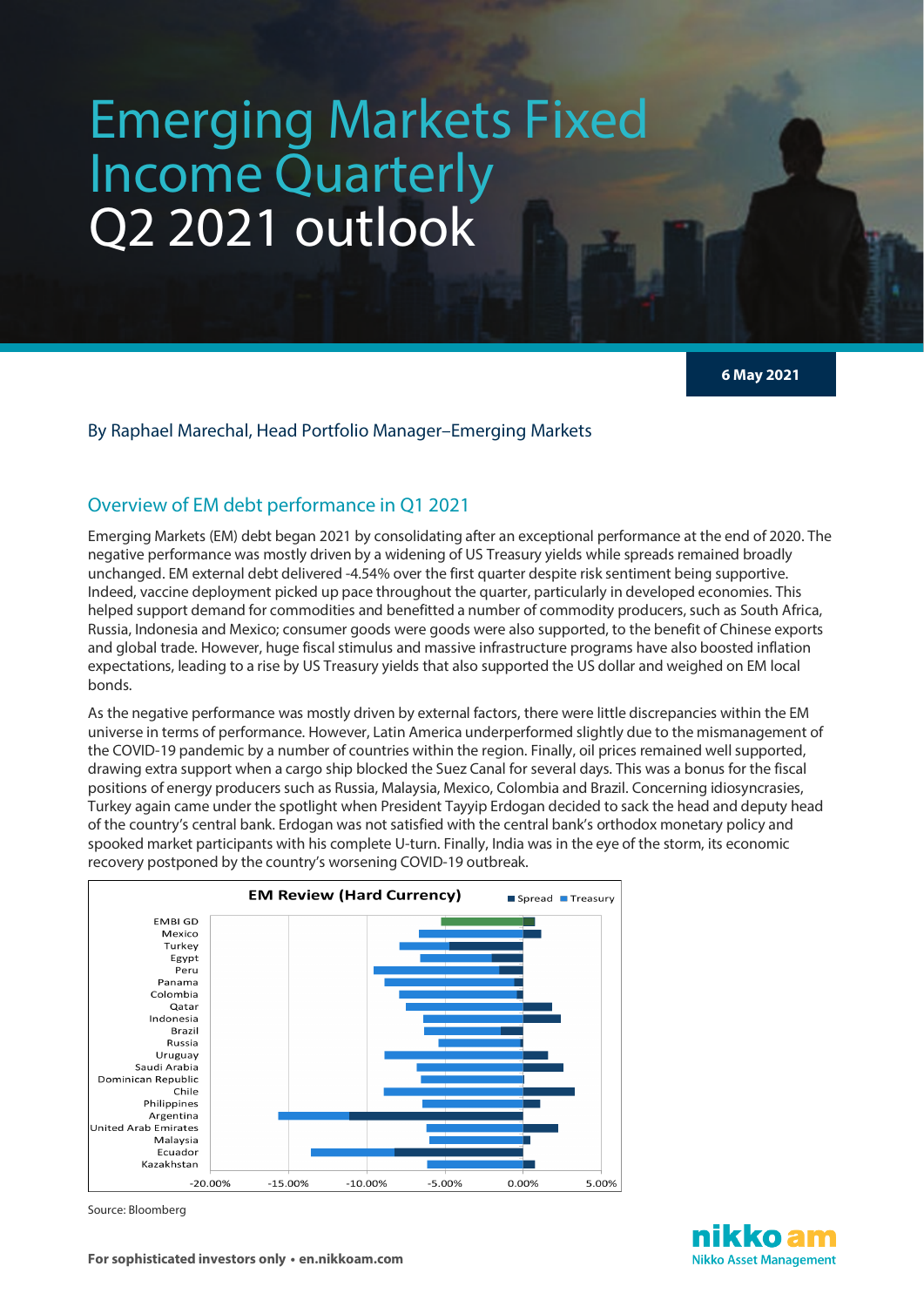# Emerging Markets Fixed Income Quarterly
# Q2 2021 outlook

6 May 2021

By Raphael Marechal, Head Portfolio Manager–Emerging Markets

## Overview of EM debt performance in Q1 2021

Emerging Markets (EM) debt began 2021 by consolidating after an exceptional performance at the end of 2020. The negative performance was mostly driven by a widening of US Treasury yields while spreads remained broadly unchanged. EM external debt delivered -4.54% over the first quarter despite risk sentiment being supportive. Indeed, vaccine deployment picked up pace throughout the quarter, particularly in developed economies. This helped support demand for commodities and benefitted a number of commodity producers, such as South Africa, Russia, Indonesia and Mexico; consumer goods were goods were also supported, to the benefit of Chinese exports and global trade. However, huge fiscal stimulus and massive infrastructure programs have also boosted inflation expectations, leading to a rise by US Treasury yields that also supported the US dollar and weighed on EM local bonds.

As the negative performance was mostly driven by external factors, there were little discrepancies within the EM universe in terms of performance. However, Latin America underperformed slightly due to the mismanagement of the COVID-19 pandemic by a number of countries within the region. Finally, oil prices remained well supported, drawing extra support when a cargo ship blocked the Suez Canal for several days. This was a bonus for the fiscal positions of energy producers such as Russia, Malaysia, Mexico, Colombia and Brazil. Concerning idiosyncrasies, Turkey again came under the spotlight when President Tayyip Erdogan decided to sack the head and deputy head of the country's central bank. Erdogan was not satisfied with the central bank's orthodox monetary policy and spooked market participants with his complete U-turn. Finally, India was in the eye of the storm, its economic recovery postponed by the country's worsening COVID-19 outbreak.

**EM Review (Hard Currency)**

Legend: Spread, Treasury

Countries: EMBI GD, Mexico, Turkey, Egypt, Peru, Panama, Colombia, Qatar, Indonesia, Brazil, Russia, Uruguay, Saudi Arabia, Dominican Republic, Chile, Philippines, Argentina, United Arab Emirates, Malaysia, Ecuador, Kazakhstan

Axis: -20.00%, -15.00%, -10.00%, -5.00%, 0.00%, 5.00%

Source: Bloomberg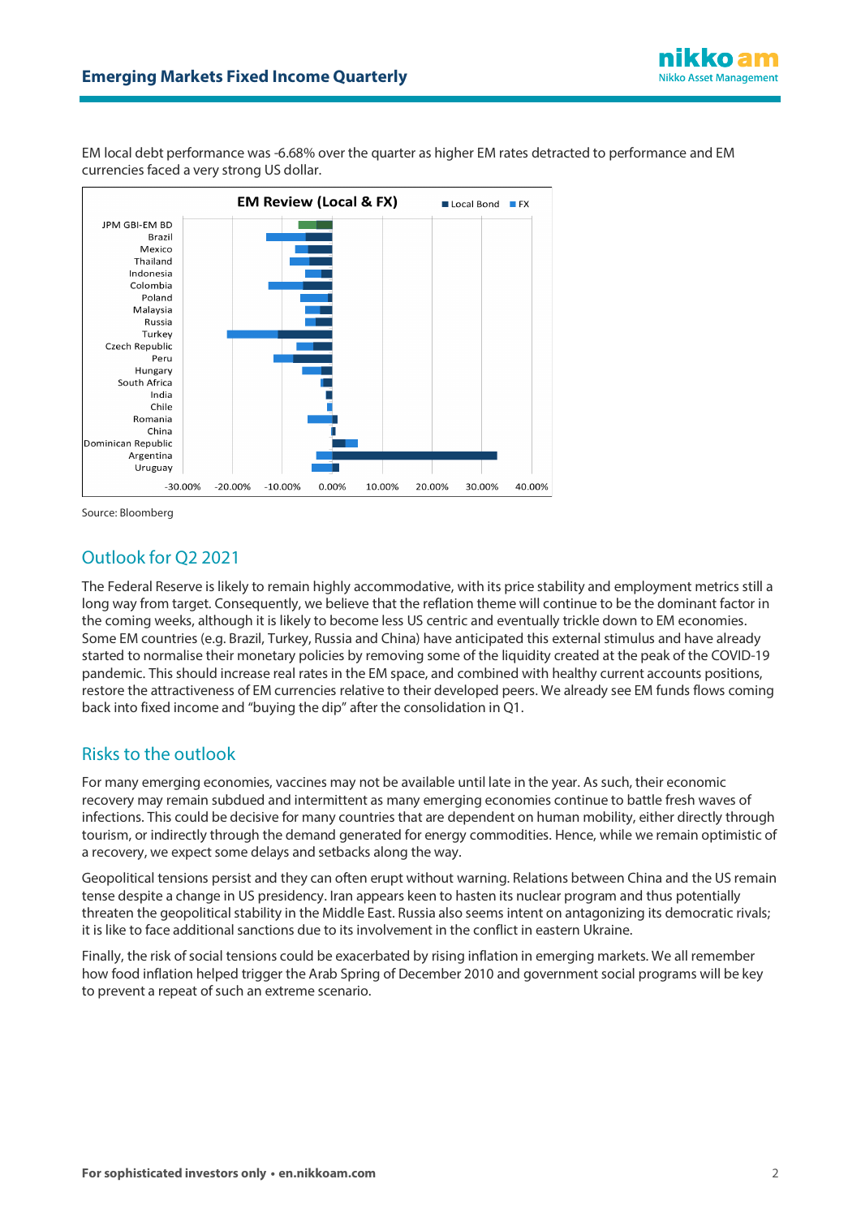EM local debt performance was -6.68% over the quarter as higher EM rates detracted to performance and EM currencies faced a very strong US dollar.

**EM Review (Local & FX)**

Local Bond ■ FX ■

JPM GBI-EM BD, Brazil, Mexico, Thailand, Indonesia, Colombia, Poland, Malaysia, Russia, Turkey, Czech Republic, Peru, Hungary, South Africa, India, Chile, Romania, China, Dominican Republic, Argentina, Uruguay

-30.00% -20.00% -10.00% 0.00% 10.00% 20.00% 30.00% 40.00%

Source: Bloomberg

## Outlook for Q2 2021

The Federal Reserve is likely to remain highly accommodative, with its price stability and employment metrics still a long way from target. Consequently, we believe that the reflation theme will continue to be the dominant factor in the coming weeks, although it is likely to become less US centric and eventually trickle down to EM economies. Some EM countries (e.g. Brazil, Turkey, Russia and China) have anticipated this external stimulus and have already started to normalise their monetary policies by removing some of the liquidity created at the peak of the COVID-19 pandemic. This should increase real rates in the EM space, and combined with healthy current accounts positions, restore the attractiveness of EM currencies relative to their developed peers. We already see EM funds flows coming back into fixed income and "buying the dip" after the consolidation in Q1.

## Risks to the outlook

For many emerging economies, vaccines may not be available until late in the year. As such, their economic recovery may remain subdued and intermittent as many emerging economies continue to battle fresh waves of infections. This could be decisive for many countries that are dependent on human mobility, either directly through tourism, or indirectly through the demand generated for energy commodities. Hence, while we remain optimistic of a recovery, we expect some delays and setbacks along the way.

Geopolitical tensions persist and they can often erupt without warning. Relations between China and the US remain tense despite a change in US presidency. Iran appears keen to hasten its nuclear program and thus potentially threaten the geopolitical stability in the Middle East. Russia also seems intent on antagonizing its democratic rivals; it is like to face additional sanctions due to its involvement in the conflict in eastern Ukraine.

Finally, the risk of social tensions could be exacerbated by rising inflation in emerging markets. We all remember how food inflation helped trigger the Arab Spring of December 2010 and government social programs will be key to prevent a repeat of such an extreme scenario.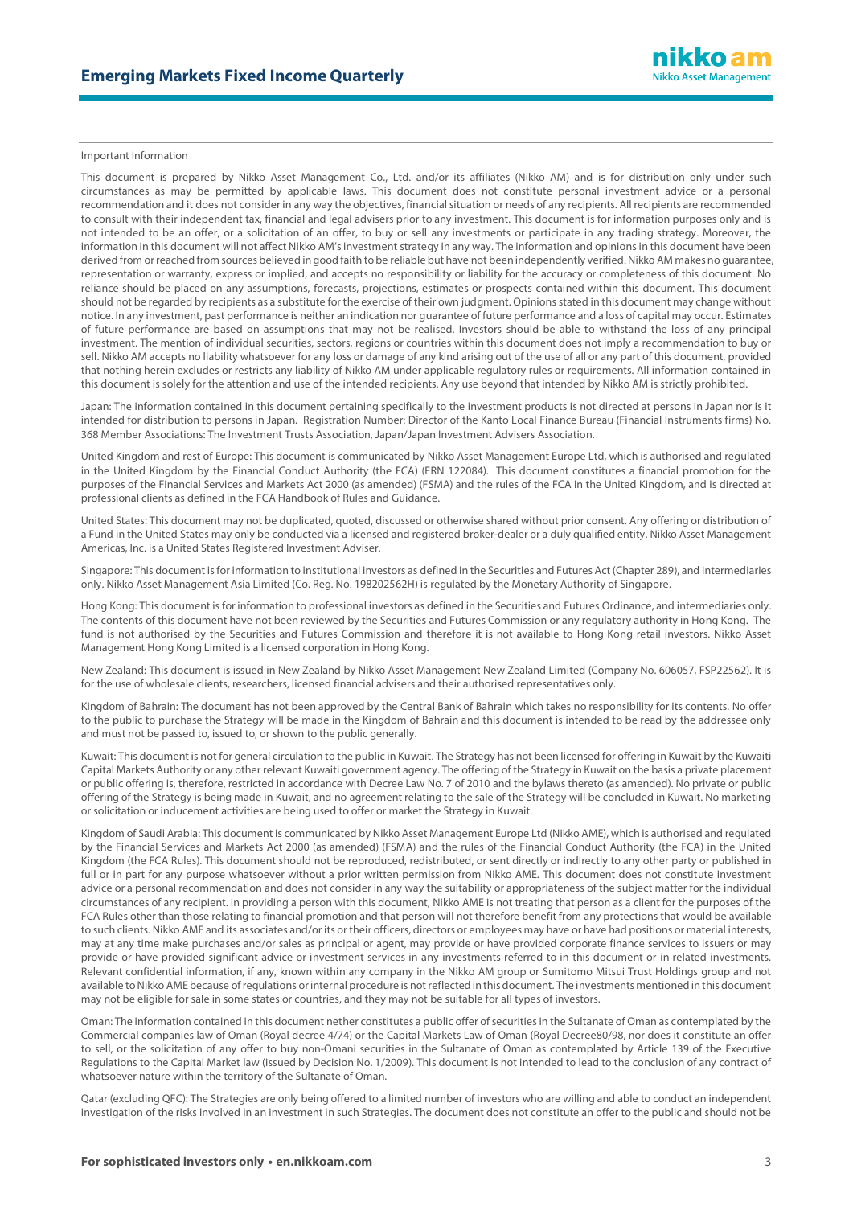Important Information

This document is prepared by Nikko Asset Management Co., Ltd. and/or its affiliates (Nikko AM) and is for distribution only under such circumstances as may be permitted by applicable laws. This document does not constitute personal investment advice or a personal recommendation and it does not consider in any way the objectives, financial situation or needs of any recipients. All recipients are recommended to consult with their independent tax, financial and legal advisers prior to any investment. This document is for information purposes only and is not intended to be an offer, or a solicitation of an offer, to buy or sell any investments or participate in any trading strategy. Moreover, the information in this document will not affect Nikko AM's investment strategy in any way. The information and opinions in this document have been derived from or reached from sources believed in good faith to be reliable but have not been independently verified. Nikko AM makes no guarantee, representation or warranty, express or implied, and accepts no responsibility or liability for the accuracy or completeness of this document. No reliance should be placed on any assumptions, forecasts, projections, estimates or prospects contained within this document. This document should not be regarded by recipients as a substitute for the exercise of their own judgment. Opinions stated in this document may change without notice. In any investment, past performance is neither an indication nor guarantee of future performance and a loss of capital may occur. Estimates of future performance are based on assumptions that may not be realised. Investors should be able to withstand the loss of any principal investment. The mention of individual securities, sectors, regions or countries within this document does not imply a recommendation to buy or sell. Nikko AM accepts no liability whatsoever for any loss or damage of any kind arising out of the use of all or any part of this document, provided that nothing herein excludes or restricts any liability of Nikko AM under applicable regulatory rules or requirements. All information contained in this document is solely for the attention and use of the intended recipients. Any use beyond that intended by Nikko AM is strictly prohibited.

Japan: The information contained in this document pertaining specifically to the investment products is not directed at persons in Japan nor is it intended for distribution to persons in Japan. Registration Number: Director of the Kanto Local Finance Bureau (Financial Instruments firms) No. 368 Member Associations: The Investment Trusts Association, Japan/Japan Investment Advisers Association.

United Kingdom and rest of Europe: This document is communicated by Nikko Asset Management Europe Ltd, which is authorised and regulated in the United Kingdom by the Financial Conduct Authority (the FCA) (FRN 122084). This document constitutes a financial promotion for the purposes of the Financial Services and Markets Act 2000 (as amended) (FSMA) and the rules of the FCA in the United Kingdom, and is directed at professional clients as defined in the FCA Handbook of Rules and Guidance.

United States: This document may not be duplicated, quoted, discussed or otherwise shared without prior consent. Any offering or distribution of a Fund in the United States may only be conducted via a licensed and registered broker-dealer or a duly qualified entity. Nikko Asset Management Americas, Inc. is a United States Registered Investment Adviser.

Singapore: This document is for information to institutional investors as defined in the Securities and Futures Act (Chapter 289), and intermediaries only. Nikko Asset Management Asia Limited (Co. Reg. No. 198202562H) is regulated by the Monetary Authority of Singapore.

Hong Kong: This document is for information to professional investors as defined in the Securities and Futures Ordinance, and intermediaries only. The contents of this document have not been reviewed by the Securities and Futures Commission or any regulatory authority in Hong Kong. The fund is not authorised by the Securities and Futures Commission and therefore it is not available to Hong Kong retail investors. Nikko Asset Management Hong Kong Limited is a licensed corporation in Hong Kong.

New Zealand: This document is issued in New Zealand by Nikko Asset Management New Zealand Limited (Company No. 606057, FSP22562). It is for the use of wholesale clients, researchers, licensed financial advisers and their authorised representatives only.

Kingdom of Bahrain: The document has not been approved by the Central Bank of Bahrain which takes no responsibility for its contents. No offer to the public to purchase the Strategy will be made in the Kingdom of Bahrain and this document is intended to be read by the addressee only and must not be passed to, issued to, or shown to the public generally.

Kuwait: This document is not for general circulation to the public in Kuwait. The Strategy has not been licensed for offering in Kuwait by the Kuwaiti Capital Markets Authority or any other relevant Kuwaiti government agency. The offering of the Strategy in Kuwait on the basis a private placement or public offering is, therefore, restricted in accordance with Decree Law No. 7 of 2010 and the bylaws thereto (as amended). No private or public offering of the Strategy is being made in Kuwait, and no agreement relating to the sale of the Strategy will be concluded in Kuwait. No marketing or solicitation or inducement activities are being used to offer or market the Strategy in Kuwait.

Kingdom of Saudi Arabia: This document is communicated by Nikko Asset Management Europe Ltd (Nikko AME), which is authorised and regulated by the Financial Services and Markets Act 2000 (as amended) (FSMA) and the rules of the Financial Conduct Authority (the FCA) in the United Kingdom (the FCA Rules). This document should not be reproduced, redistributed, or sent directly or indirectly to any other party or published in full or in part for any purpose whatsoever without a prior written permission from Nikko AME. This document does not constitute investment advice or a personal recommendation and does not consider in any way the suitability or appropriateness of the subject matter for the individual circumstances of any recipient. In providing a person with this document, Nikko AME is not treating that person as a client for the purposes of the FCA Rules other than those relating to financial promotion and that person will not therefore benefit from any protections that would be available to such clients. Nikko AME and its associates and/or its or their officers, directors or employees may have or have had positions or material interests, may at any time make purchases and/or sales as principal or agent, may provide or have provided corporate finance services to issuers or may provide or have provided significant advice or investment services in any investments referred to in this document or in related investments. Relevant confidential information, if any, known within any company in the Nikko AM group or Sumitomo Mitsui Trust Holdings group and not available to Nikko AME because of regulations or internal procedure is not reflected in this document. The investments mentioned in this document may not be eligible for sale in some states or countries, and they may not be suitable for all types of investors.

Oman: The information contained in this document nether constitutes a public offer of securities in the Sultanate of Oman as contemplated by the Commercial companies law of Oman (Royal decree 4/74) or the Capital Markets Law of Oman (Royal Decree80/98, nor does it constitute an offer to sell, or the solicitation of any offer to buy non-Omani securities in the Sultanate of Oman as contemplated by Article 139 of the Executive Regulations to the Capital Market law (issued by Decision No. 1/2009). This document is not intended to lead to the conclusion of any contract of whatsoever nature within the territory of the Sultanate of Oman.

Qatar (excluding QFC): The Strategies are only being offered to a limited number of investors who are willing and able to conduct an independent investigation of the risks involved in an investment in such Strategies. The document does not constitute an offer to the public and should not be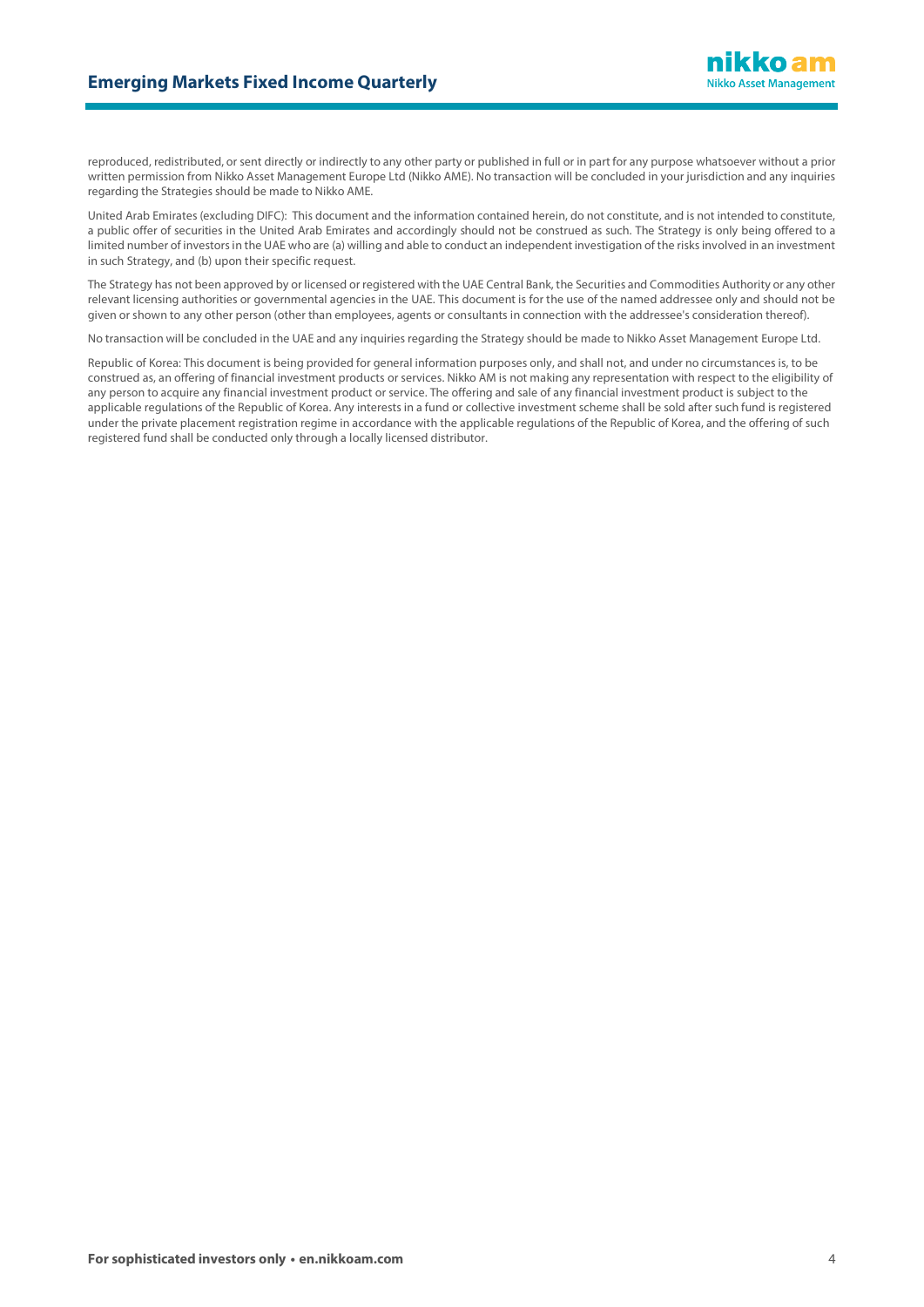reproduced, redistributed, or sent directly or indirectly to any other party or published in full or in part for any purpose whatsoever without a prior written permission from Nikko Asset Management Europe Ltd (Nikko AME). No transaction will be concluded in your jurisdiction and any inquiries regarding the Strategies should be made to Nikko AME.

United Arab Emirates (excluding DIFC): This document and the information contained herein, do not constitute, and is not intended to constitute, a public offer of securities in the United Arab Emirates and accordingly should not be construed as such. The Strategy is only being offered to a limited number of investors in the UAE who are (a) willing and able to conduct an independent investigation of the risks involved in an investment in such Strategy, and (b) upon their specific request.

The Strategy has not been approved by or licensed or registered with the UAE Central Bank, the Securities and Commodities Authority or any other relevant licensing authorities or governmental agencies in the UAE. This document is for the use of the named addressee only and should not be given or shown to any other person (other than employees, agents or consultants in connection with the addressee's consideration thereof).

No transaction will be concluded in the UAE and any inquiries regarding the Strategy should be made to Nikko Asset Management Europe Ltd.

Republic of Korea: This document is being provided for general information purposes only, and shall not, and under no circumstances is, to be construed as, an offering of financial investment products or services. Nikko AM is not making any representation with respect to the eligibility of any person to acquire any financial investment product or service. The offering and sale of any financial investment product is subject to the applicable regulations of the Republic of Korea. Any interests in a fund or collective investment scheme shall be sold after such fund is registered under the private placement registration regime in accordance with the applicable regulations of the Republic of Korea, and the offering of such registered fund shall be conducted only through a locally licensed distributor.